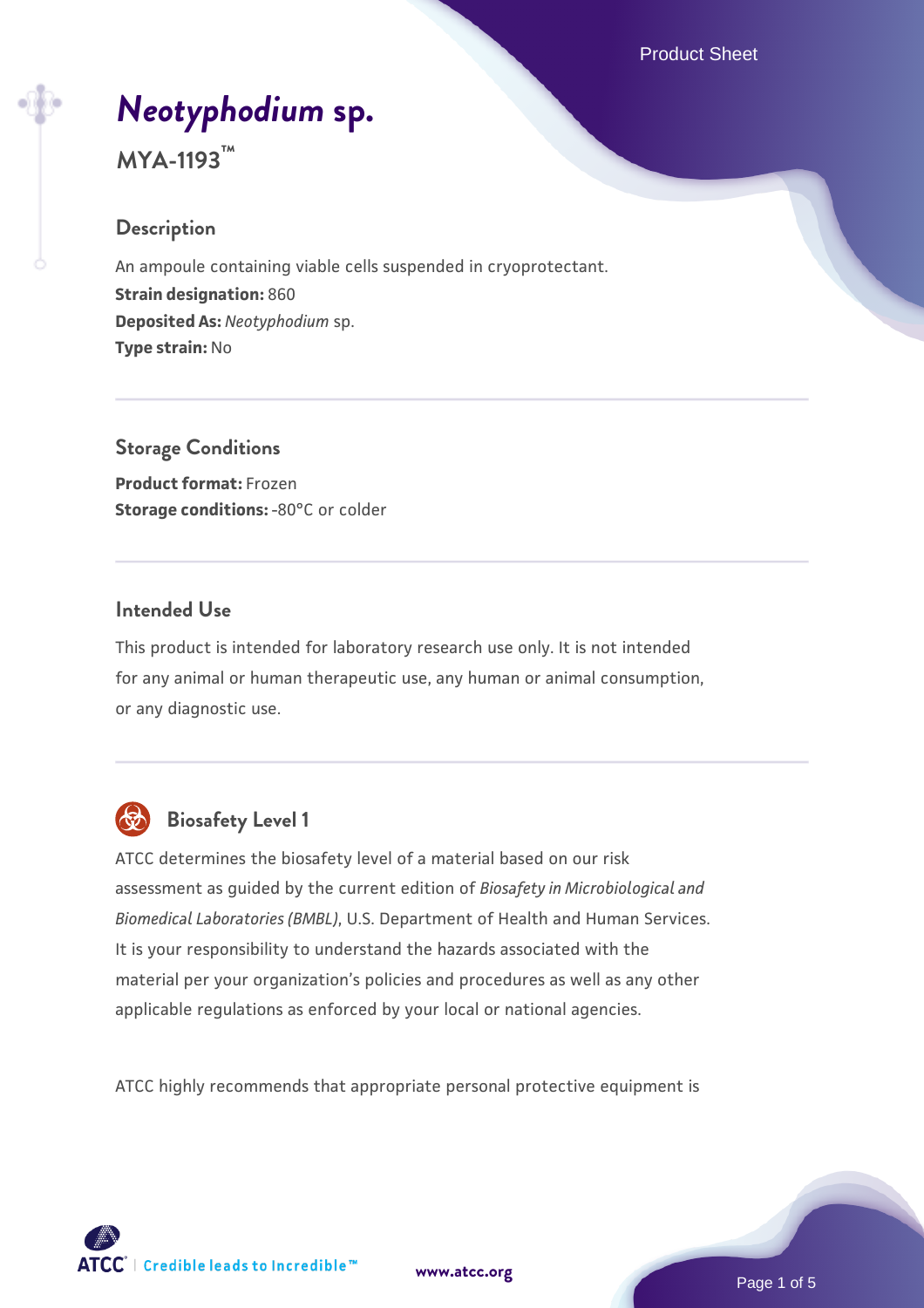# *Neotyphodium* sp.

**MYA-1193™**

## Description

An ampoule containing viable cells suspended in cryoprotectant.
**Strain designation:** 860
**Deposited As:** *Neotyphodium* sp.
**Type strain:** No

## Storage Conditions

**Product format:** Frozen
**Storage conditions:** -80°C or colder

## Intended Use

This product is intended for laboratory research use only. It is not intended for any animal or human therapeutic use, any human or animal consumption, or any diagnostic use.

## Biosafety Level 1

ATCC determines the biosafety level of a material based on our risk assessment as guided by the current edition of *Biosafety in Microbiological and Biomedical Laboratories (BMBL)*, U.S. Department of Health and Human Services. It is your responsibility to understand the hazards associated with the material per your organization's policies and procedures as well as any other applicable regulations as enforced by your local or national agencies.

ATCC highly recommends that appropriate personal protective equipment is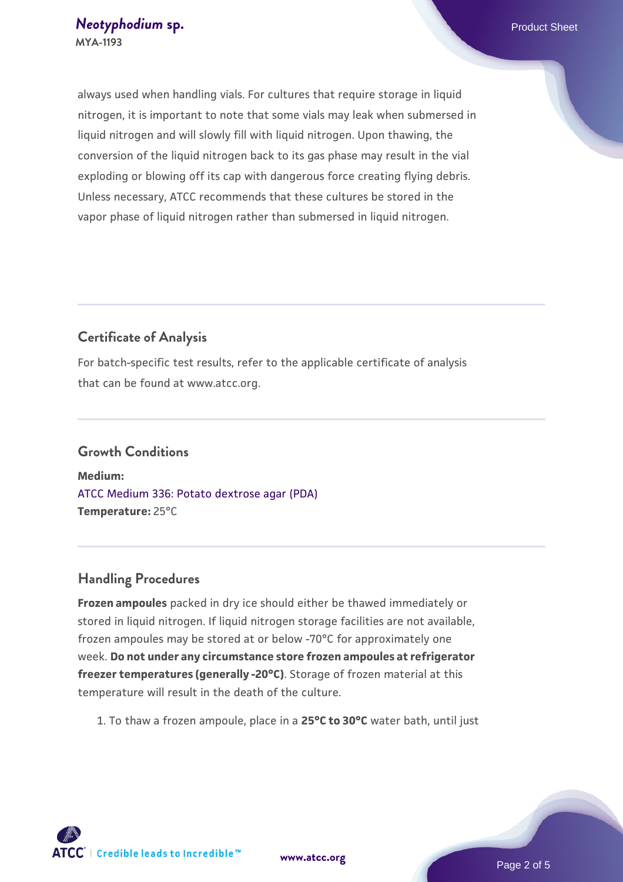always used when handling vials. For cultures that require storage in liquid nitrogen, it is important to note that some vials may leak when submersed in liquid nitrogen and will slowly fill with liquid nitrogen. Upon thawing, the conversion of the liquid nitrogen back to its gas phase may result in the vial exploding or blowing off its cap with dangerous force creating flying debris. Unless necessary, ATCC recommends that these cultures be stored in the vapor phase of liquid nitrogen rather than submersed in liquid nitrogen.

## Certificate of Analysis

For batch-specific test results, refer to the applicable certificate of analysis that can be found at www.atcc.org.

## Growth Conditions

**Medium:**
ATCC Medium 336: Potato dextrose agar (PDA)
**Temperature:** 25°C

## Handling Procedures

**Frozen ampoules** packed in dry ice should either be thawed immediately or stored in liquid nitrogen. If liquid nitrogen storage facilities are not available, frozen ampoules may be stored at or below -70°C for approximately one week. **Do not under any circumstance store frozen ampoules at refrigerator freezer temperatures (generally -20°C)**. Storage of frozen material at this temperature will result in the death of the culture.

1. To thaw a frozen ampoule, place in a **25°C to 30°C** water bath, until just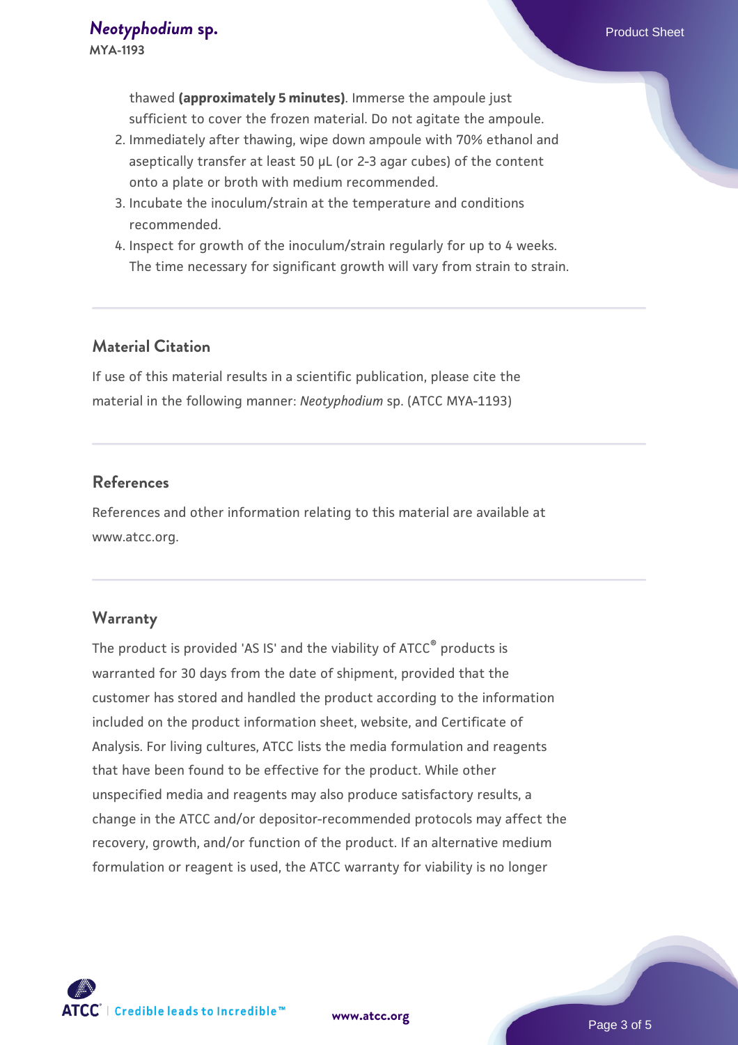thawed **(approximately 5 minutes)**. Immerse the ampoule just sufficient to cover the frozen material. Do not agitate the ampoule.

2. Immediately after thawing, wipe down ampoule with 70% ethanol and aseptically transfer at least 50 µL (or 2-3 agar cubes) of the content onto a plate or broth with medium recommended.
3. Incubate the inoculum/strain at the temperature and conditions recommended.
4. Inspect for growth of the inoculum/strain regularly for up to 4 weeks. The time necessary for significant growth will vary from strain to strain.

## Material Citation

If use of this material results in a scientific publication, please cite the material in the following manner: *Neotyphodium* sp. (ATCC MYA-1193)

## References

References and other information relating to this material are available at www.atcc.org.

## Warranty

The product is provided 'AS IS' and the viability of ATCC® products is warranted for 30 days from the date of shipment, provided that the customer has stored and handled the product according to the information included on the product information sheet, website, and Certificate of Analysis. For living cultures, ATCC lists the media formulation and reagents that have been found to be effective for the product. While other unspecified media and reagents may also produce satisfactory results, a change in the ATCC and/or depositor-recommended protocols may affect the recovery, growth, and/or function of the product. If an alternative medium formulation or reagent is used, the ATCC warranty for viability is no longer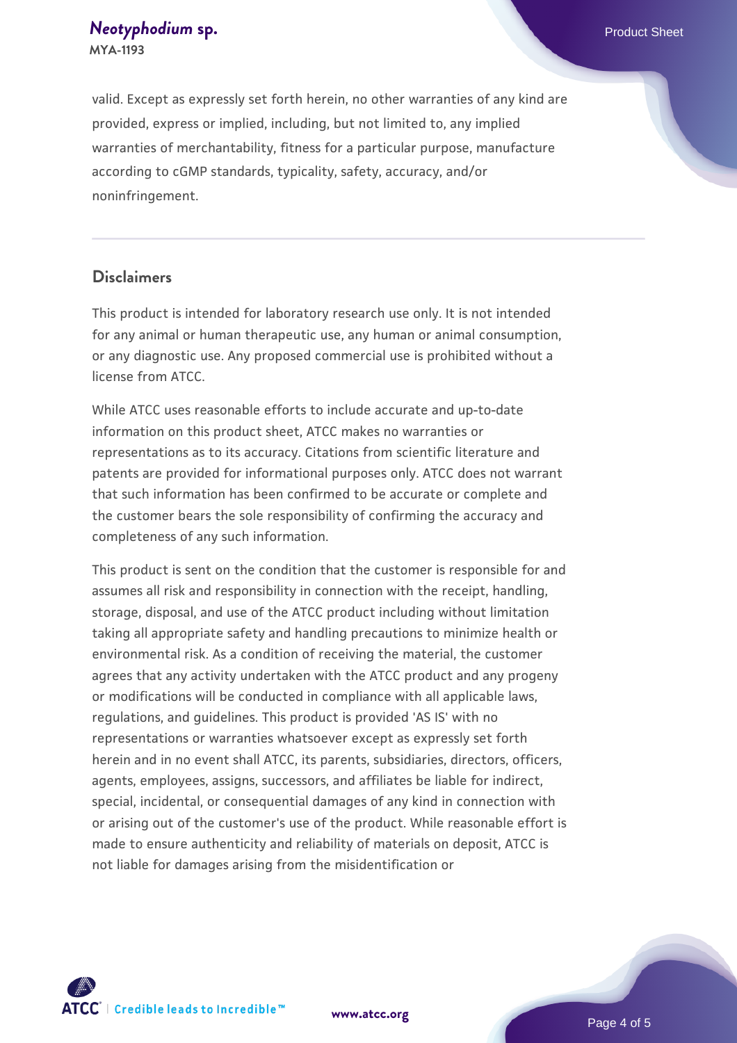valid. Except as expressly set forth herein, no other warranties of any kind are provided, express or implied, including, but not limited to, any implied warranties of merchantability, fitness for a particular purpose, manufacture according to cGMP standards, typicality, safety, accuracy, and/or noninfringement.

## Disclaimers

This product is intended for laboratory research use only. It is not intended for any animal or human therapeutic use, any human or animal consumption, or any diagnostic use. Any proposed commercial use is prohibited without a license from ATCC.

While ATCC uses reasonable efforts to include accurate and up-to-date information on this product sheet, ATCC makes no warranties or representations as to its accuracy. Citations from scientific literature and patents are provided for informational purposes only. ATCC does not warrant that such information has been confirmed to be accurate or complete and the customer bears the sole responsibility of confirming the accuracy and completeness of any such information.

This product is sent on the condition that the customer is responsible for and assumes all risk and responsibility in connection with the receipt, handling, storage, disposal, and use of the ATCC product including without limitation taking all appropriate safety and handling precautions to minimize health or environmental risk. As a condition of receiving the material, the customer agrees that any activity undertaken with the ATCC product and any progeny or modifications will be conducted in compliance with all applicable laws, regulations, and guidelines. This product is provided 'AS IS' with no representations or warranties whatsoever except as expressly set forth herein and in no event shall ATCC, its parents, subsidiaries, directors, officers, agents, employees, assigns, successors, and affiliates be liable for indirect, special, incidental, or consequential damages of any kind in connection with or arising out of the customer's use of the product. While reasonable effort is made to ensure authenticity and reliability of materials on deposit, ATCC is not liable for damages arising from the misidentification or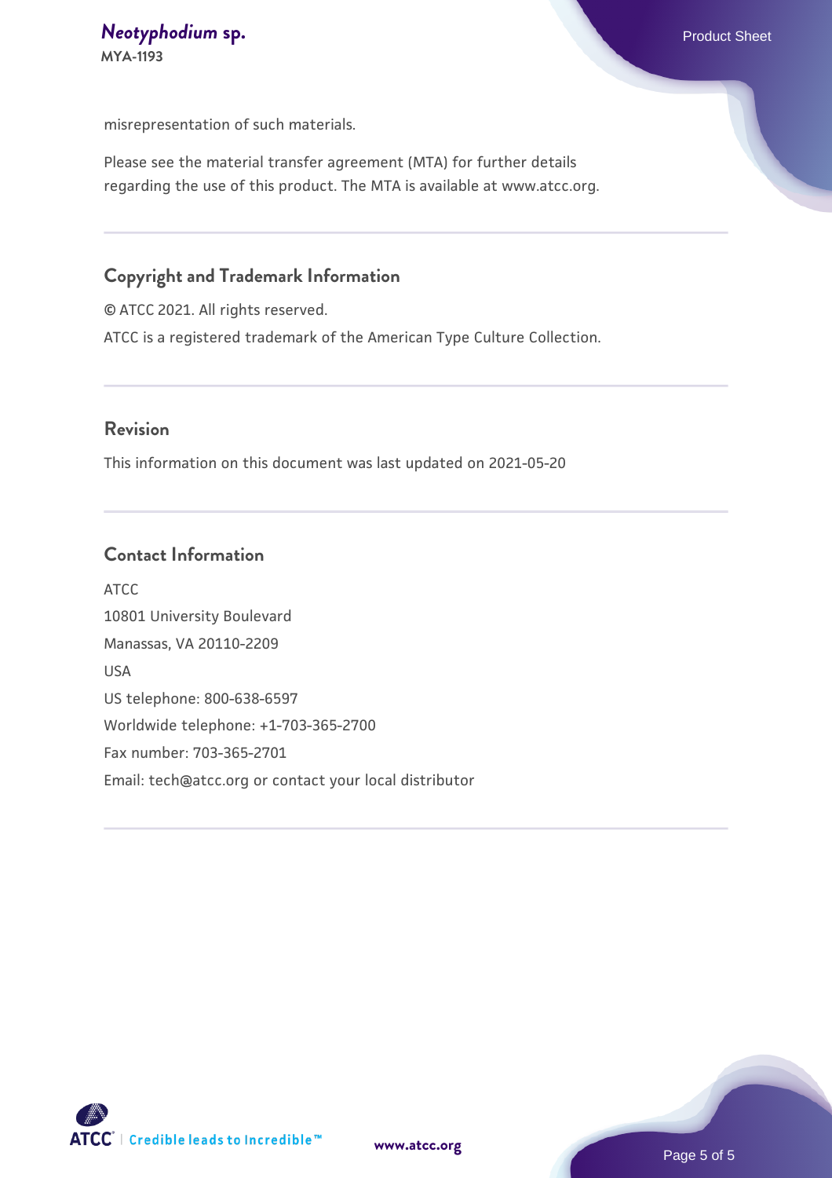misrepresentation of such materials.

Please see the material transfer agreement (MTA) for further details regarding the use of this product. The MTA is available at www.atcc.org.

## Copyright and Trademark Information

© ATCC 2021. All rights reserved.

ATCC is a registered trademark of the American Type Culture Collection.

## Revision

This information on this document was last updated on 2021-05-20

## Contact Information

ATCC
10801 University Boulevard
Manassas, VA 20110-2209
USA
US telephone: 800-638-6597
Worldwide telephone: +1-703-365-2700
Fax number: 703-365-2701
Email: tech@atcc.org or contact your local distributor